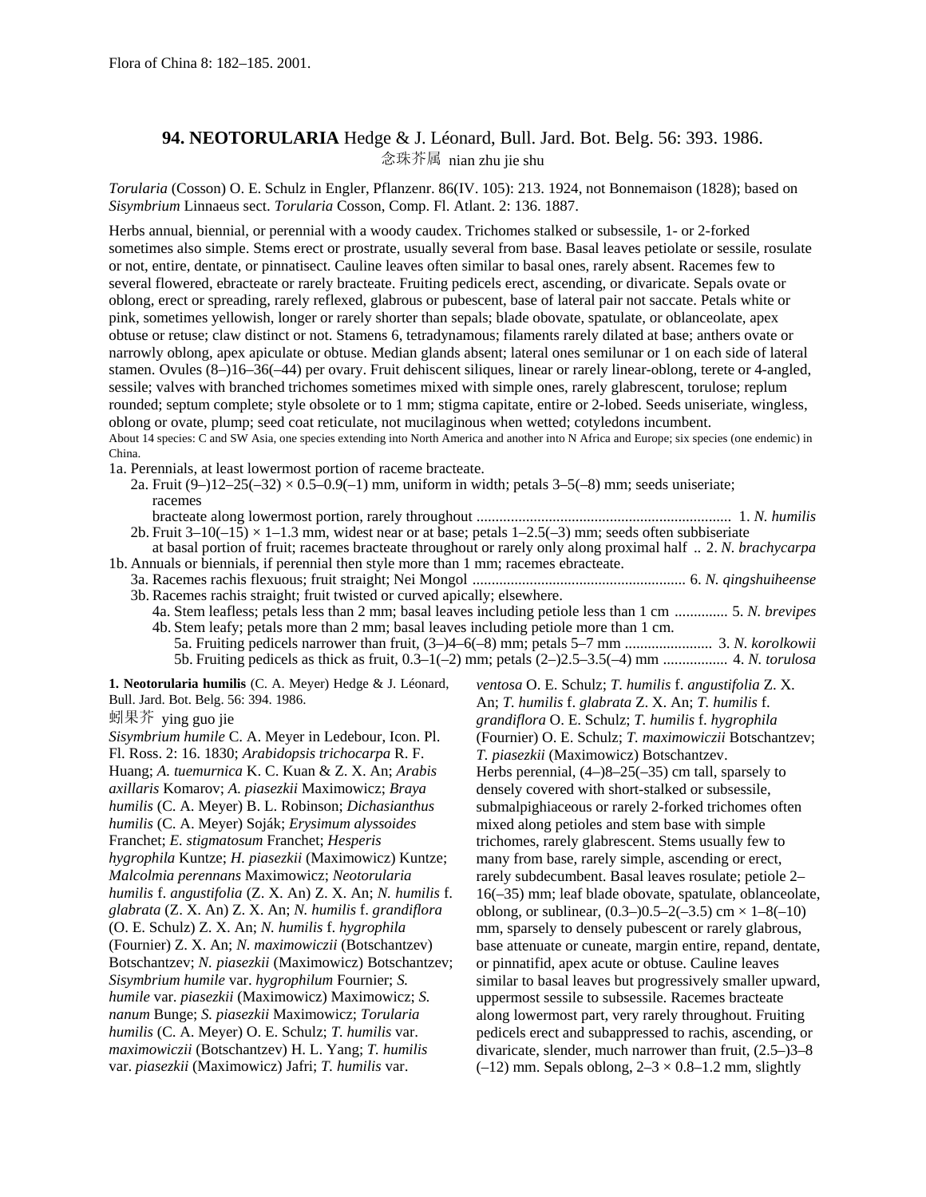Flora of China 8: 182–185. 2001.

# 94. NEOTORULARIA Hedge & J. Léonard, Bull. Jard. Bot. Belg. 56: 393. 1986.

念珠芥属 nian zhu jie shu

*Torularia* (Cosson) O. E. Schulz in Engler, Pflanzenr. 86(IV. 105): 213. 1924, not Bonnemaison (1828); based on *Sisymbrium* Linnaeus sect. *Torularia* Cosson, Comp. Fl. Atlant. 2: 136. 1887.

Herbs annual, biennial, or perennial with a woody caudex. Trichomes stalked or subsessile, 1- or 2-forked sometimes also simple. Stems erect or prostrate, usually several from base. Basal leaves petiolate or sessile, rosulate or not, entire, dentate, or pinnatisect. Cauline leaves often similar to basal ones, rarely absent. Racemes few to several flowered, ebracteate or rarely bracteate. Fruiting pedicels erect, ascending, or divaricate. Sepals ovate or oblong, erect or spreading, rarely reflexed, glabrous or pubescent, base of lateral pair not saccate. Petals white or pink, sometimes yellowish, longer or rarely shorter than sepals; blade obovate, spatulate, or oblanceolate, apex obtuse or retuse; claw distinct or not. Stamens 6, tetradynamous; filaments rarely dilated at base; anthers ovate or narrowly oblong, apex apiculate or obtuse. Median glands absent; lateral ones semilunar or 1 on each side of lateral stamen. Ovules (8–)16–36(–44) per ovary. Fruit dehiscent siliques, linear or rarely linear-oblong, terete or 4-angled, sessile; valves with branched trichomes sometimes mixed with simple ones, rarely glabrescent, torulose; replum rounded; septum complete; style obsolete or to 1 mm; stigma capitate, entire or 2-lobed. Seeds uniseriate, wingless, oblong or ovate, plump; seed coat reticulate, not mucilaginous when wetted; cotyledons incumbent.

About 14 species: C and SW Asia, one species extending into North America and another into N Africa and Europe; six species (one endemic) in China.

1a. Perennials, at least lowermost portion of raceme bracteate.
  2a. Fruit (9–)12–25(–32) × 0.5–0.9(–1) mm, uniform in width; petals 3–5(–8) mm; seeds uniseriate; racemes bracteate along lowermost portion, rarely throughout .......... 1. *N. humilis*
  2b. Fruit 3–10(–15) × 1–1.3 mm, widest near or at base; petals 1–2.5(–3) mm; seeds often subbiseriate at basal portion of fruit; racemes bracteate throughout or rarely only along proximal half .. 2. *N. brachycarpa*
1b. Annuals or biennials, if perennial then style more than 1 mm; racemes ebracteate.
  3a. Racemes rachis flexuous; fruit straight; Nei Mongol .......... 6. *N. qingshuiheense*
  3b. Racemes rachis straight; fruit twisted or curved apically; elsewhere.
    4a. Stem leafless; petals less than 2 mm; basal leaves including petiole less than 1 cm .......... 5. *N. brevipes*
    4b. Stem leafy; petals more than 2 mm; basal leaves including petiole more than 1 cm.
      5a. Fruiting pedicels narrower than fruit, (3–)4–6(–8) mm; petals 5–7 mm .......... 3. *N. korolkowii*
      5b. Fruiting pedicels as thick as fruit, 0.3–1(–2) mm; petals (2–)2.5–3.5(–4) mm .......... 4. *N. torulosa*

**1. Neotorularia humilis** (C. A. Meyer) Hedge & J. Léonard, Bull. Jard. Bot. Belg. 56: 394. 1986.

蚓果芥 ying guo jie

*Sisymbrium humile* C. A. Meyer in Ledebour, Icon. Pl. Fl. Ross. 2: 16. 1830; *Arabidopsis trichocarpa* R. F. Huang; *A. tuemurnica* K. C. Kuan & Z. X. An; *Arabis axillaris* Komarov; *A. piasezkii* Maximowicz; *Braya humilis* (C. A. Meyer) B. L. Robinson; *Dichasianthus humilis* (C. A. Meyer) Soják; *Erysimum alyssoides* Franchet; *E. stigmatosum* Franchet; *Hesperis hygrophila* Kuntze; *H. piasezkii* (Maximowicz) Kuntze; *Malcolmia perennans* Maximowicz; *Neotorularia humilis* f. *angustifolia* (Z. X. An) Z. X. An; *N. humilis* f. *glabrata* (Z. X. An) Z. X. An; *N. humilis* f. *grandiflora* (O. E. Schulz) Z. X. An; *N. humilis* f. *hygrophila* (Fournier) Z. X. An; *N. maximowiczii* (Botschantzev) Botschantzev; *N. piasezkii* (Maximowicz) Botschantzev; *Sisymbrium humile* var. *hygrophilum* Fournier; *S. humile* var. *piasezkii* (Maximowicz) Maximowicz; *S. nanum* Bunge; *S. piasezkii* Maximowicz; *Torularia humilis* (C. A. Meyer) O. E. Schulz; *T. humilis* var. *maximowiczii* (Botschantzev) H. L. Yang; *T. humilis* var. *piasezkii* (Maximowicz) Jafri; *T. humilis* var. *ventosa* O. E. Schulz; *T. humilis* f. *angustifolia* Z. X. An; *T. humilis* f. *glabrata* Z. X. An; *T. humilis* f. *grandiflora* O. E. Schulz; *T. humilis* f. *hygrophila* (Fournier) O. E. Schulz; *T. maximowiczii* Botschantzev; *T. piasezkii* (Maximowicz) Botschantzev.

Herbs perennial, (4–)8–25(–35) cm tall, sparsely to densely covered with short-stalked or subsessile, submalpighiaceous or rarely 2-forked trichomes often mixed along petioles and stem base with simple trichomes, rarely glabrescent. Stems usually few to many from base, rarely simple, ascending or erect, rarely subdecumbent. Basal leaves rosulate; petiole 2–16(–35) mm; leaf blade obovate, spatulate, oblanceolate, oblong, or sublinear, (0.3–)0.5–2(–3.5) cm × 1–8(–10) mm, sparsely to densely pubescent or rarely glabrous, base attenuate or cuneate, margin entire, repand, dentate, or pinnatifid, apex acute or obtuse. Cauline leaves similar to basal leaves but progressively smaller upward, uppermost sessile to subsessile. Racemes bracteate along lowermost part, very rarely throughout. Fruiting pedicels erect and subappressed to rachis, ascending, or divaricate, slender, much narrower than fruit, (2.5–)3–8 (–12) mm. Sepals oblong, 2–3 × 0.8–1.2 mm, slightly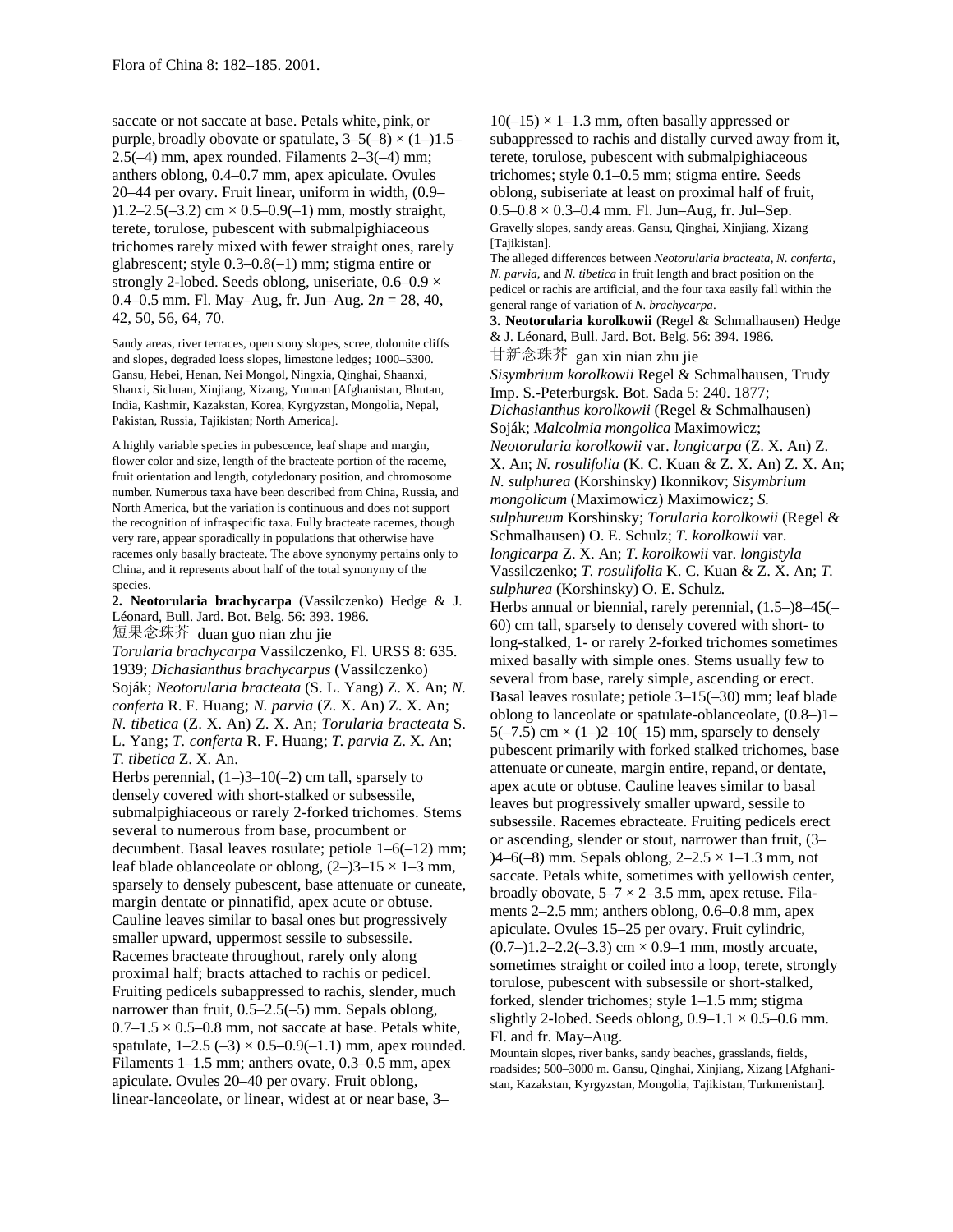saccate or not saccate at base. Petals white, pink, or purple, broadly obovate or spatulate, 3–5(–8) × (1–)1.5–2.5(–4) mm, apex rounded. Filaments 2–3(–4) mm; anthers oblong, 0.4–0.7 mm, apex apiculate. Ovules 20–44 per ovary. Fruit linear, uniform in width, (0.9–)1.2–2.5(–3.2) cm × 0.5–0.9(–1) mm, mostly straight, terete, torulose, pubescent with submalpighiaceous trichomes rarely mixed with fewer straight ones, rarely glabrescent; style 0.3–0.8(–1) mm; stigma entire or strongly 2-lobed. Seeds oblong, uniseriate, 0.6–0.9 × 0.4–0.5 mm. Fl. May–Aug, fr. Jun–Aug. $2n$ = 28, 40, 42, 50, 56, 64, 70.

Sandy areas, river terraces, open stony slopes, scree, dolomite cliffs and slopes, degraded loess slopes, limestone ledges; 1000–5300. Gansu, Hebei, Henan, Nei Mongol, Ningxia, Qinghai, Shaanxi, Shanxi, Sichuan, Xinjiang, Xizang, Yunnan [Afghanistan, Bhutan, India, Kashmir, Kazakstan, Korea, Kyrgyzstan, Mongolia, Nepal, Pakistan, Russia, Tajikistan; North America].

A highly variable species in pubescence, leaf shape and margin, flower color and size, length of the bracteate portion of the raceme, fruit orientation and length, cotyledonary position, and chromosome number. Numerous taxa have been described from China, Russia, and North America, but the variation is continuous and does not support the recognition of infraspecific taxa. Fully bracteate racemes, though very rare, appear sporadically in populations that otherwise have racemes only basally bracteate. The above synonymy pertains only to China, and it represents about half of the total synonymy of the species.

**2. Neotorularia brachycarpa** (Vassilczenko) Hedge & J. Léonard, Bull. Jard. Bot. Belg. 56: 393. 1986.

短果念珠芥 duan guo nian zhu jie

*Torularia brachycarpa* Vassilczenko, Fl. URSS 8: 635. 1939; *Dichasianthus brachycarpus* (Vassilczenko) Soják; *Neotorularia bracteata* (S. L. Yang) Z. X. An; *N. conferta* R. F. Huang; *N. parvia* (Z. X. An) Z. X. An; *N. tibetica* (Z. X. An) Z. X. An; *Torularia bracteata* S. L. Yang; *T. conferta* R. F. Huang; *T. parvia* Z. X. An; *T. tibetica* Z. X. An.

Herbs perennial, (1–)3–10(–2) cm tall, sparsely to densely covered with short-stalked or subsessile, submalpighiaceous or rarely 2-forked trichomes. Stems several to numerous from base, procumbent or decumbent. Basal leaves rosulate; petiole 1–6(–12) mm; leaf blade oblanceolate or oblong, (2–)3–15 × 1–3 mm, sparsely to densely pubescent, base attenuate or cuneate, margin dentate or pinnatifid, apex acute or obtuse. Cauline leaves similar to basal ones but progressively smaller upward, uppermost sessile to subsessile. Racemes bracteate throughout, rarely only along proximal half; bracts attached to rachis or pedicel. Fruiting pedicels subappressed to rachis, slender, much narrower than fruit, 0.5–2.5(–5) mm. Sepals oblong, 0.7–1.5 × 0.5–0.8 mm, not saccate at base. Petals white, spatulate, 1–2.5 (–3) × 0.5–0.9(–1.1) mm, apex rounded. Filaments 1–1.5 mm; anthers ovate, 0.3–0.5 mm, apex apiculate. Ovules 20–40 per ovary. Fruit oblong, linear-lanceolate, or linear, widest at or near base, 3–10(–15) × 1–1.3 mm, often basally appressed or subappressed to rachis and distally curved away from it, terete, torulose, pubescent with submalpighiaceous trichomes; style 0.1–0.5 mm; stigma entire. Seeds oblong, subiseriate at least on proximal half of fruit, 0.5–0.8 × 0.3–0.4 mm. Fl. Jun–Aug, fr. Jul–Sep.

Gravelly slopes, sandy areas. Gansu, Qinghai, Xinjiang, Xizang [Tajikistan].

The alleged differences between *Neotorularia bracteata*, *N. conferta*, *N. parvia*, and *N. tibetica* in fruit length and bract position on the pedicel or rachis are artificial, and the four taxa easily fall within the general range of variation of *N. brachycarpa*.

**3. Neotorularia korolkowii** (Regel & Schmalhausen) Hedge & J. Léonard, Bull. Jard. Bot. Belg. 56: 394. 1986.

甘新念珠芥 gan xin nian zhu jie

*Sisymbrium korolkowii* Regel & Schmalhausen, Trudy Imp. S.-Peterburgsk. Bot. Sada 5: 240. 1877; *Dichasianthus korolkowii* (Regel & Schmalhausen) Soják; *Malcolmia mongolica* Maximowicz; *Neotorularia korolkowii* var. *longicarpa* (Z. X. An) Z. X. An; *N. rosulifolia* (K. C. Kuan & Z. X. An) Z. X. An; *N. sulphurea* (Korshinsky) Ikonnikov; *Sisymbrium mongolicum* (Maximowicz) Maximowicz; *S. sulphureum* Korshinsky; *Torularia korolkowii* (Regel & Schmalhausen) O. E. Schulz; *T. korolkowii* var. *longicarpa* Z. X. An; *T. korolkowii* var. *longistyla* Vassilczenko; *T. rosulifolia* K. C. Kuan & Z. X. An; *T. sulphurea* (Korshinsky) O. E. Schulz.

Herbs annual or biennial, rarely perennial, (1.5–)8–45(–60) cm tall, sparsely to densely covered with short- to long-stalked, 1- or rarely 2-forked trichomes sometimes mixed basally with simple ones. Stems usually few to several from base, rarely simple, ascending or erect. Basal leaves rosulate; petiole 3–15(–30) mm; leaf blade oblong to lanceolate or spatulate-oblanceolate, (0.8–)1–5(–7.5) cm × (1–)2–10(–15) mm, sparsely to densely pubescent primarily with forked stalked trichomes, base attenuate or cuneate, margin entire, repand, or dentate, apex acute or obtuse. Cauline leaves similar to basal leaves but progressively smaller upward, sessile to subsessile. Racemes ebracteate. Fruiting pedicels erect or ascending, slender or stout, narrower than fruit, (3–)4–6(–8) mm. Sepals oblong, 2–2.5 × 1–1.3 mm, not saccate. Petals white, sometimes with yellowish center, broadly obovate, 5–7 × 2–3.5 mm, apex retuse. Filaments 2–2.5 mm; anthers oblong, 0.6–0.8 mm, apex apiculate. Ovules 15–25 per ovary. Fruit cylindric, (0.7–)1.2–2.2(–3.3) cm × 0.9–1 mm, mostly arcuate, sometimes straight or coiled into a loop, terete, strongly torulose, pubescent with subsessile or short-stalked, forked, slender trichomes; style 1–1.5 mm; stigma slightly 2-lobed. Seeds oblong, 0.9–1.1 × 0.5–0.6 mm. Fl. and fr. May–Aug.

Mountain slopes, river banks, sandy beaches, grasslands, fields, roadsides; 500–3000 m. Gansu, Qinghai, Xinjiang, Xizang [Afghanistan, Kazakstan, Kyrgyzstan, Mongolia, Tajikistan, Turkmenistan].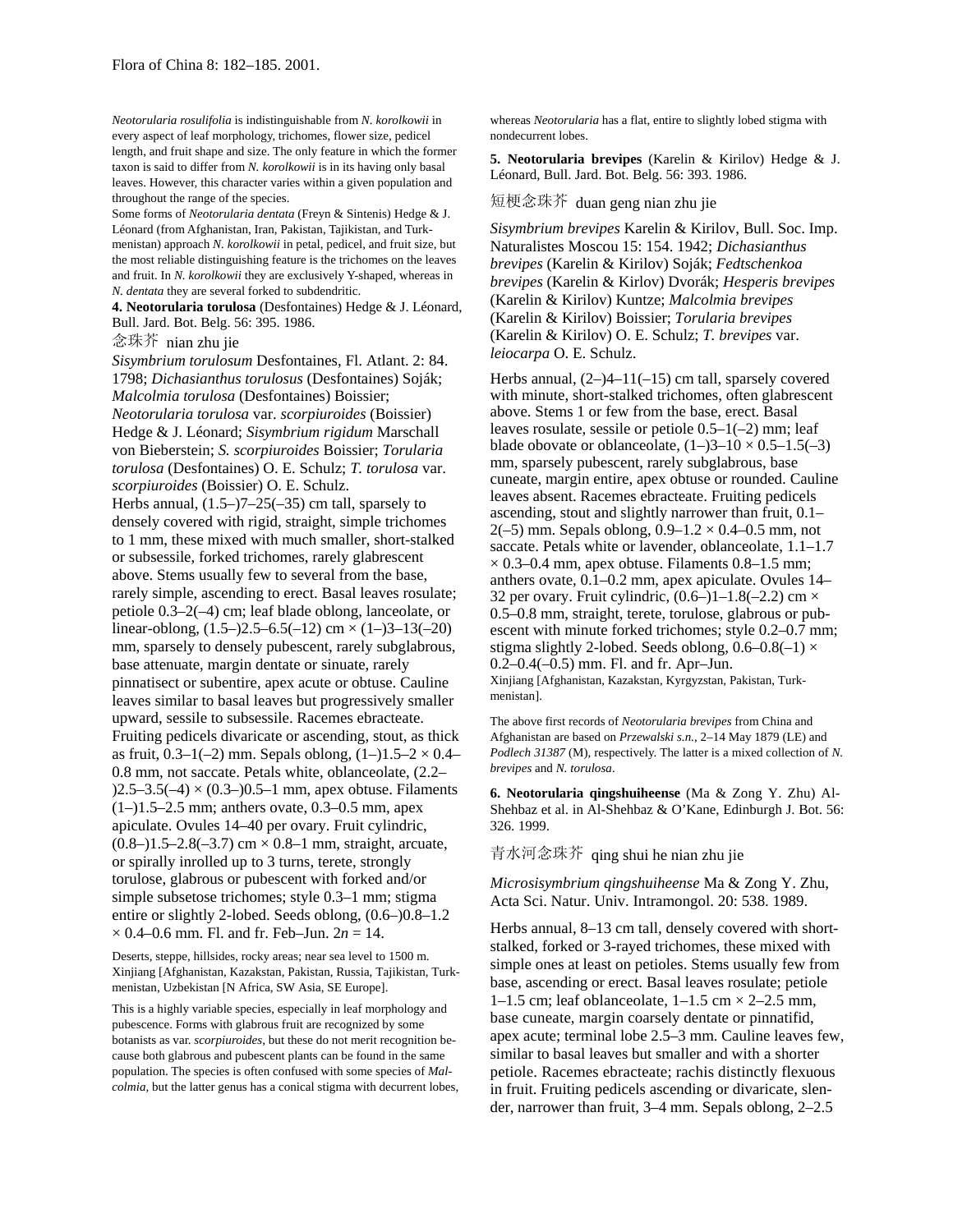*Neotorularia rosulifolia* is indistinguishable from *N. korolkowii* in every aspect of leaf morphology, trichomes, flower size, pedicel length, and fruit shape and size. The only feature in which the former taxon is said to differ from *N. korolkowii* is in its having only basal leaves. However, this character varies within a given population and throughout the range of the species.

Some forms of *Neotorularia dentata* (Freyn & Sintenis) Hedge & J. Léonard (from Afghanistan, Iran, Pakistan, Tajikistan, and Turkmenistan) approach *N. korolkowii* in petal, pedicel, and fruit size, but the most reliable distinguishing feature is the trichomes on the leaves and fruit. In *N. korolkowii* they are exclusively Y-shaped, whereas in *N. dentata* they are several forked to subdendritic.

**4. Neotorularia torulosa** (Desfontaines) Hedge & J. Léonard, Bull. Jard. Bot. Belg. 56: 395. 1986.

念珠芥 nian zhu jie

*Sisymbrium torulosum* Desfontaines, Fl. Atlant. 2: 84. 1798; *Dichasianthus torulosus* (Desfontaines) Soják; *Malcolmia torulosa* (Desfontaines) Boissier; *Neotorularia torulosa* var. *scorpiuroides* (Boissier) Hedge & J. Léonard; *Sisymbrium rigidum* Marschall von Bieberstein; *S. scorpiuroides* Boissier; *Torularia torulosa* (Desfontaines) O. E. Schulz; *T. torulosa* var. *scorpiuroides* (Boissier) O. E. Schulz.

Herbs annual, (1.5–)7–25(–35) cm tall, sparsely to densely covered with rigid, straight, simple trichomes to 1 mm, these mixed with much smaller, short-stalked or subsessile, forked trichomes, rarely glabrescent above. Stems usually few to several from the base, rarely simple, ascending to erect. Basal leaves rosulate; petiole 0.3–2(–4) cm; leaf blade oblong, lanceolate, or linear-oblong, (1.5–)2.5–6.5(–12) cm × (1–)3–13(–20) mm, sparsely to densely pubescent, rarely subglabrous, base attenuate, margin dentate or sinuate, rarely pinnatisect or subentire, apex acute or obtuse. Cauline leaves similar to basal leaves but progressively smaller upward, sessile to subsessile. Racemes ebracteate. Fruiting pedicels divaricate or ascending, stout, as thick as fruit, 0.3–1(–2) mm. Sepals oblong, (1–)1.5–2 × 0.4–0.8 mm, not saccate. Petals white, oblanceolate, (2.2–)2.5–3.5(–4) × (0.3–)0.5–1 mm, apex obtuse. Filaments (1–)1.5–2.5 mm; anthers ovate, 0.3–0.5 mm, apex apiculate. Ovules 14–40 per ovary. Fruit cylindric, (0.8–)1.5–2.8(–3.7) cm × 0.8–1 mm, straight, arcuate, or spirally inrolled up to 3 turns, terete, strongly torulose, glabrous or pubescent with forked and/or simple subsetose trichomes; style 0.3–1 mm; stigma entire or slightly 2-lobed. Seeds oblong, (0.6–)0.8–1.2 × 0.4–0.6 mm. Fl. and fr. Feb–Jun. $2n = 14$.

Deserts, steppe, hillsides, rocky areas; near sea level to 1500 m. Xinjiang [Afghanistan, Kazakstan, Pakistan, Russia, Tajikistan, Turkmenistan, Uzbekistan [N Africa, SW Asia, SE Europe].

This is a highly variable species, especially in leaf morphology and pubescence. Forms with glabrous fruit are recognized by some botanists as var. *scorpiuroides*, but these do not merit recognition because both glabrous and pubescent plants can be found in the same population. The species is often confused with some species of *Malcolmia*, but the latter genus has a conical stigma with decurrent lobes, whereas *Neotorularia* has a flat, entire to slightly lobed stigma with nondecurrent lobes.

**5. Neotorularia brevipes** (Karelin & Kirilov) Hedge & J. Léonard, Bull. Jard. Bot. Belg. 56: 393. 1986.

短梗念珠芥 duan geng nian zhu jie

*Sisymbrium brevipes* Karelin & Kirilov, Bull. Soc. Imp. Naturalistes Moscou 15: 154. 1942; *Dichasianthus brevipes* (Karelin & Kirlov) Soják; *Fedtschenkoa brevipes* (Karelin & Kirlov) Dvorák; *Hesperis brevipes* (Karelin & Kirlov) Kuntze; *Malcolmia brevipes* (Karelin & Kirlov) Boissier; *Torularia brevipes* (Karelin & Kirlov) O. E. Schulz; *T. brevipes* var. *leiocarpa* O. E. Schulz.

Herbs annual, (2–)4–11(–15) cm tall, sparsely covered with minute, short-stalked trichomes, often glabrescent above. Stems 1 or few from the base, erect. Basal leaves rosulate, sessile or petiole 0.5–1(–2) mm; leaf blade obovate or oblanceolate, (1–)3–10 × 0.5–1.5(–3) mm, sparsely pubescent, rarely subglabrous, base cuneate, margin entire, apex obtuse or rounded. Cauline leaves absent. Racemes ebracteate. Fruiting pedicels ascending, stout and slightly narrower than fruit, 0.1–2(–5) mm. Sepals oblong, 0.9–1.2 × 0.4–0.5 mm, not saccate. Petals white or lavender, oblanceolate, 1.1–1.7 × 0.3–0.4 mm, apex obtuse. Filaments 0.8–1.5 mm; anthers ovate, 0.1–0.2 mm, apex apiculate. Ovules 14–32 per ovary. Fruit cylindric, (0.6–)1–1.8(–2.2) cm × 0.5–0.8 mm, straight, terete, torulose, glabrous or pubescent with minute forked trichomes; style 0.2–0.7 mm; stigma slightly 2-lobed. Seeds oblong, 0.6–0.8(–1) × 0.2–0.4(–0.5) mm. Fl. and fr. Apr–Jun.

Xinjiang [Afghanistan, Kazakstan, Kyrgyzstan, Pakistan, Turkmenistan].

The above first records of *Neotorularia brevipes* from China and Afghanistan are based on *Przewalski s.n.*, 2–14 May 1879 (LE) and *Podlech 31387* (M), respectively. The latter is a mixed collection of *N. brevipes* and *N. torulosa*.

**6. Neotorularia qingshuiheense** (Ma & Zong Y. Zhu) Al-Shehbaz et al. in Al-Shehbaz & O'Kane, Edinburgh J. Bot. 56: 326. 1999.

青水河念珠芥 qing shui he nian zhu jie

*Microsisymbrium qingshuiheense* Ma & Zong Y. Zhu, Acta Sci. Natur. Univ. Intramongol. 20: 538. 1989.

Herbs annual, 8–13 cm tall, densely covered with short-stalked, forked or 3-rayed trichomes, these mixed with simple ones at least on petioles. Stems usually few from base, ascending or erect. Basal leaves rosulate; petiole 1–1.5 cm; leaf oblanceolate, 1–1.5 cm × 2–2.5 mm, base cuneate, margin coarsely dentate or pinnatifid, apex acute; terminal lobe 2.5–3 mm. Cauline leaves few, similar to basal leaves but smaller and with a shorter petiole. Racemes ebracteate; rachis distinctly flexuous in fruit. Fruiting pedicels ascending or divaricate, slender, narrower than fruit, 3–4 mm. Sepals oblong, 2–2.5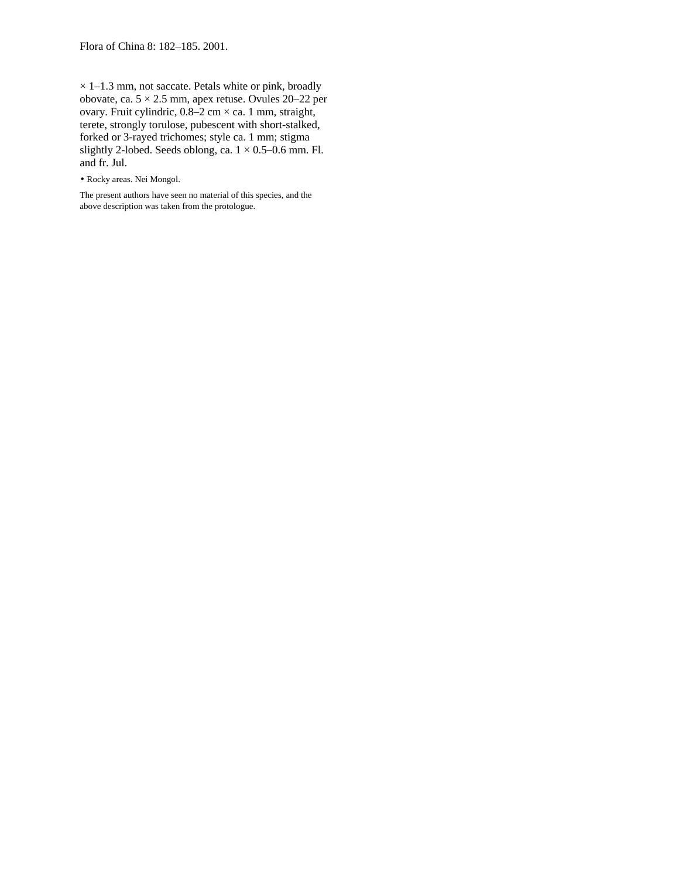× 1–1.3 mm, not saccate. Petals white or pink, broadly obovate, ca. 5 × 2.5 mm, apex retuse. Ovules 20–22 per ovary. Fruit cylindric, 0.8–2 cm × ca. 1 mm, straight, terete, strongly torulose, pubescent with short-stalked, forked or 3-rayed trichomes; style ca. 1 mm; stigma slightly 2-lobed. Seeds oblong, ca. 1 × 0.5–0.6 mm. Fl. and fr. Jul.

• Rocky areas. Nei Mongol.

The present authors have seen no material of this species, and the above description was taken from the protologue.